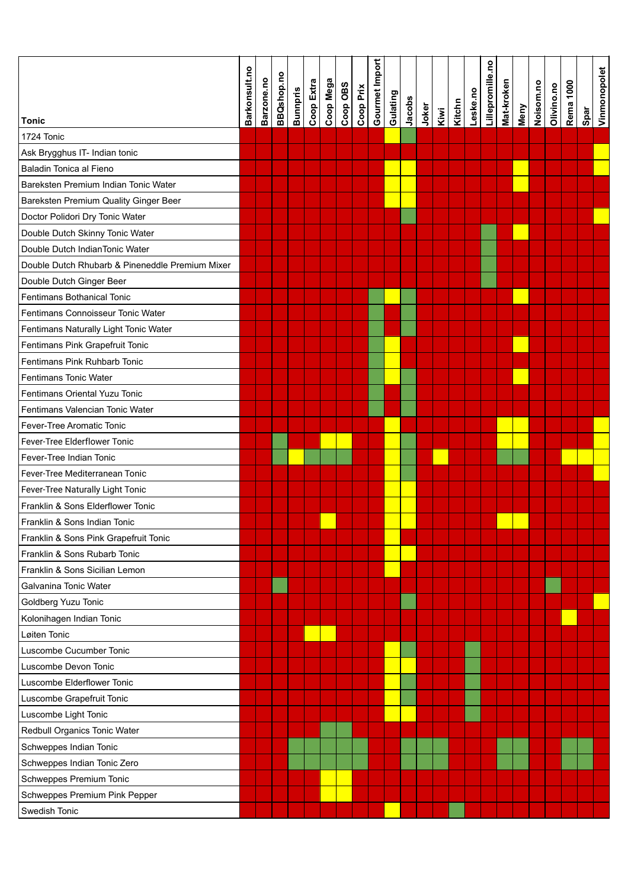| Tonic | Barkonsult.no | Barzone.no | BBQshop.no | Bunnpris | Coop Extra | Coop Mega | Coop OBS | Coop Prix | Gourmet Import | Gulating | Jacobs | Joker | Kiwi | Kitchn | Leske.no | Lillepromille.no | Mat-kroken | Meny | Noisom.no | Olivino.no | Rema 1000 | Spar | Vinmonopolet |
|---|---|---|---|---|---|---|---|---|---|---|---|---|---|---|---|---|---|---|---|---|---|---|---|
| 1724 Tonic | Red | Red | Red | Red | Red | Red | Red | Red | Red | Yellow | Green | Red | Red | Red | Red | Red | Red | Red | Red | Red | Red | Red | Red |
| Ask Brygghus IT- Indian tonic | Red | Red | Red | Red | Red | Red | Red | Red | Red | Red | Red | Red | Red | Red | Red | Red | Red | Red | Red | Red | Red | Red | Yellow |
| Baladin Tonica al Fieno | Red | Red | Red | Red | Red | Red | Red | Red | Red | Red | Red | Red | Red | Red | Red | Red | Red | Yellow | Red | Red | Red | Red | Yellow |
| Bareksten Premium Indian Tonic Water | Red | Red | Red | Red | Red | Red | Red | Red | Red | Yellow | Yellow | Red | Red | Red | Red | Red | Red | Yellow | Red | Red | Red | Red | Red |
| Bareksten Premium Quality Ginger Beer | Red | Red | Red | Red | Red | Red | Red | Red | Red | Yellow | Yellow | Red | Red | Red | Red | Red | Red | Red | Red | Red | Red | Red | Red |
| Doctor Polidori Dry Tonic Water | Red | Red | Red | Red | Red | Red | Red | Red | Red | Red | Green | Red | Red | Red | Red | Red | Red | Red | Red | Red | Red | Red | Yellow |
| Double Dutch Skinny Tonic Water | Red | Red | Red | Red | Red | Red | Red | Red | Red | Red | Red | Red | Red | Red | Red | Green | Red | Yellow | Red | Red | Red | Red | Red |
| Double Dutch IndianTonic Water | Red | Red | Red | Red | Red | Red | Red | Red | Red | Red | Red | Red | Red | Red | Red | Green | Red | Red | Red | Red | Red | Red | Red |
| Double Dutch Rhubarb & Pineneddle Premium Mixer | Red | Red | Red | Red | Red | Red | Red | Red | Red | Red | Red | Red | Red | Red | Red | Green | Red | Red | Red | Red | Red | Red | Red |
| Double Dutch Ginger Beer | Red | Red | Red | Red | Red | Red | Red | Red | Red | Red | Red | Red | Red | Red | Red | Green | Red | Red | Red | Red | Red | Red | Red |
| Fentimans Bothanical Tonic | Red | Red | Red | Red | Red | Red | Red | Red | Green | Yellow | Green | Red | Red | Red | Red | Red | Red | Yellow | Red | Red | Red | Red | Red |
| Fentimans Connoisseur Tonic Water | Red | Red | Red | Red | Red | Red | Red | Red | Green | Red | Green | Red | Red | Red | Red | Red | Red | Red | Red | Red | Red | Red | Red |
| Fentimans Naturally Light Tonic Water | Red | Red | Red | Red | Red | Red | Red | Red | Green | Red | Green | Red | Red | Red | Red | Red | Red | Red | Red | Red | Red | Red | Red |
| Fentimans Pink Grapefruit Tonic | Red | Red | Red | Red | Red | Red | Red | Red | Green | Yellow | Red | Red | Red | Red | Red | Red | Red | Yellow | Red | Red | Red | Red | Red |
| Fentimans Pink Ruhbarb Tonic | Red | Red | Red | Red | Red | Red | Red | Red | Green | Yellow | Red | Red | Red | Red | Red | Red | Red | Red | Red | Red | Red | Red | Red |
| Fentimans Tonic Water | Red | Red | Red | Red | Red | Red | Red | Red | Green | Yellow | Green | Red | Red | Red | Red | Red | Red | Yellow | Red | Red | Red | Red | Red |
| Fentimans Oriental Yuzu Tonic | Red | Red | Red | Red | Red | Red | Red | Red | Green | Red | Green | Red | Red | Red | Red | Red | Red | Red | Red | Red | Red | Red | Red |
| Fentimans Valencian Tonic Water | Red | Red | Red | Red | Red | Red | Red | Red | Green | Red | Green | Red | Red | Red | Red | Red | Red | Red | Red | Red | Red | Red | Red |
| Fever-Tree Aromatic Tonic | Red | Red | Red | Red | Red | Red | Red | Red | Red | Yellow | Red | Red | Red | Red | Red | Red | Yellow | Yellow | Red | Red | Red | Red | Yellow |
| Fever-Tree Elderflower Tonic | Red | Red | Green | Red | Red | Yellow | Yellow | Red | Red | Yellow | Green | Red | Red | Red | Red | Red | Yellow | Yellow | Red | Red | Red | Red | Yellow |
| Fever-Tree Indian Tonic | Red | Red | Green | Yellow | Green | Green | Green | Red | Red | Yellow | Green | Red | Yellow | Red | Red | Red | Green | Green | Red | Red | Yellow | Yellow | Yellow |
| Fever-Tree Mediterranean Tonic | Red | Red | Red | Red | Red | Red | Red | Red | Red | Yellow | Green | Red | Red | Red | Red | Red | Red | Red | Red | Red | Red | Red | Yellow |
| Fever-Tree Naturally Light Tonic | Red | Red | Red | Red | Red | Red | Red | Red | Red | Yellow | Yellow | Red | Red | Red | Red | Red | Red | Red | Red | Red | Red | Red | Red |
| Franklin & Sons Elderflower Tonic | Red | Red | Red | Red | Red | Red | Red | Red | Red | Yellow | Yellow | Red | Red | Red | Red | Red | Red | Red | Red | Red | Red | Red | Red |
| Franklin & Sons Indian Tonic | Red | Red | Red | Red | Red | Yellow | Red | Red | Red | Yellow | Yellow | Red | Red | Red | Red | Red | Yellow | Yellow | Red | Red | Red | Red | Red |
| Franklin & Sons Pink Grapefruit Tonic | Red | Red | Red | Red | Red | Red | Red | Red | Red | Yellow | Red | Red | Red | Red | Red | Red | Red | Red | Red | Red | Red | Red | Red |
| Franklin & Sons Rubarb Tonic | Red | Red | Red | Red | Red | Red | Red | Red | Red | Yellow | Yellow | Red | Red | Red | Red | Red | Red | Red | Red | Red | Red | Red | Red |
| Franklin & Sons Sicilian Lemon | Red | Red | Red | Red | Red | Red | Red | Red | Red | Yellow | Red | Red | Red | Red | Red | Red | Red | Red | Red | Red | Red | Red | Red |
| Galvanina Tonic Water | Red | Red | Green | Red | Red | Red | Red | Red | Red | Red | Red | Red | Red | Red | Red | Red | Red | Red | Red | Green | Red | Red | Red |
| Goldberg Yuzu Tonic | Red | Red | Red | Red | Red | Red | Red | Red | Red | Red | Green | Red | Red | Red | Red | Red | Red | Red | Red | Red | Red | Red | Yellow |
| Kolonihagen Indian Tonic | Red | Red | Red | Red | Red | Red | Red | Red | Red | Red | Red | Red | Red | Red | Red | Red | Red | Red | Red | Red | Yellow | Red | Red |
| Løiten Tonic | Red | Red | Red | Red | Yellow | Yellow | Red | Red | Red | Red | Red | Red | Red | Red | Red | Red | Red | Red | Red | Red | Red | Red | Red |
| Luscombe Cucumber Tonic | Red | Red | Red | Red | Red | Red | Red | Red | Red | Yellow | Green | Red | Red | Red | Green | Red | Red | Red | Red | Red | Red | Red | Red |
| Luscombe Devon Tonic | Red | Red | Red | Red | Red | Red | Red | Red | Red | Yellow | Yellow | Red | Red | Red | Green | Red | Red | Red | Red | Red | Red | Red | Red |
| Luscombe Elderflower Tonic | Red | Red | Red | Red | Red | Red | Red | Red | Red | Yellow | Green | Red | Red | Red | Green | Red | Red | Red | Red | Red | Red | Red | Red |
| Luscombe Grapefruit Tonic | Red | Red | Red | Red | Red | Red | Red | Red | Red | Yellow | Green | Red | Red | Red | Green | Red | Red | Red | Red | Red | Red | Red | Red |
| Luscombe Light Tonic | Red | Red | Red | Red | Red | Red | Red | Red | Red | Yellow | Yellow | Red | Red | Red | Green | Red | Red | Red | Red | Red | Red | Red | Red |
| Redbull Organics Tonic Water | Red | Red | Red | Red | Red | Green | Green | Red | Red | Red | Red | Red | Red | Red | Red | Red | Red | Red | Red | Red | Red | Red | Red |
| Schweppes Indian Tonic | Red | Red | Red | Green | Green | Green | Green | Green | Red | Red | Green | Green | Green | Red | Red | Red | Green | Green | Red | Red | Green | Green | Red |
| Schweppes Indian Tonic Zero | Red | Red | Red | Green | Green | Green | Green | Green | Red | Red | Green | Green | Green | Red | Red | Red | Green | Green | Red | Red | Green | Green | Red |
| Schweppes Premium Tonic | Red | Red | Red | Red | Red | Yellow | Yellow | Red | Red | Red | Red | Red | Red | Red | Red | Red | Red | Red | Red | Red | Red | Red | Red |
| Schweppes Premium Pink Pepper | Red | Red | Red | Red | Red | Yellow | Yellow | Red | Red | Red | Red | Red | Red | Red | Red | Red | Red | Red | Red | Red | Red | Red | Red |
| Swedish Tonic | Red | Red | Red | Red | Red | Red | Red | Red | Red | Yellow | Red | Red | Red | Green | Red | Red | Red | Red | Red | Red | Red | Red | Red |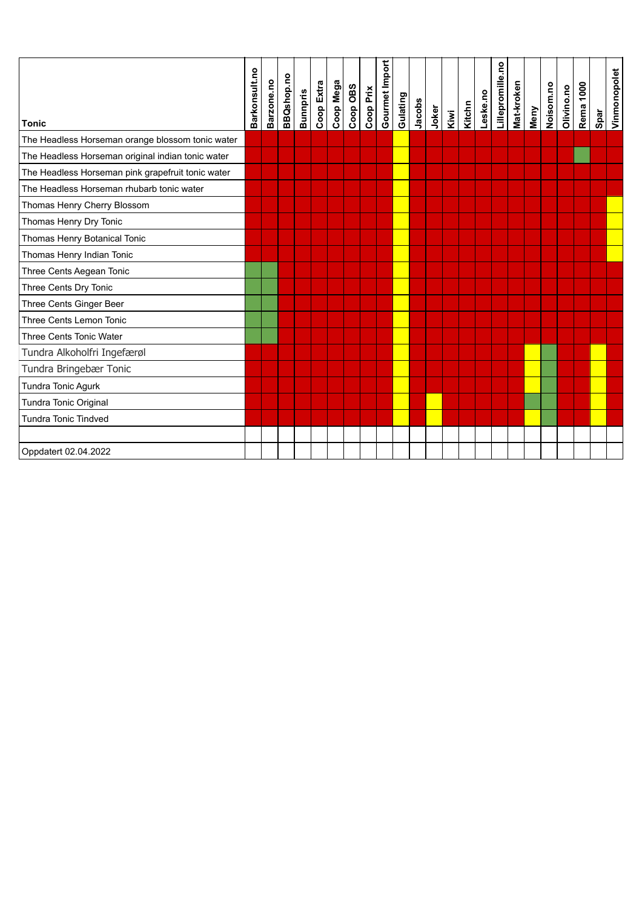| Tonic | Barkonsult.no | Barzone.no | BBQshop.no | Bunnpris | Coop Extra | Coop Mega | Coop OBS | Coop Prix | Gourmet Import | Gulating | Jacobs | Joker | Kiwi | Kitchn | Leske.no | Lillepromille.no | Mat-kroken | Meny | Noisom.no | Olivino.no | Rema 1000 | Spar | Vinmonopolet |
|---|---|---|---|---|---|---|---|---|---|---|---|---|---|---|---|---|---|---|---|---|---|---|---|
| The Headless Horseman orange blossom tonic water | | | | | | | | | | | | | | | | | | | | | | | |
| The Headless Horseman original indian tonic water | | | | | | | | | | | | | | | | | | | | | | | |
| The Headless Horseman pink grapefruit tonic water | | | | | | | | | | | | | | | | | | | | | | | |
| The Headless Horseman rhubarb tonic water | | | | | | | | | | | | | | | | | | | | | | | |
| Thomas Henry Cherry Blossom | | | | | | | | | | | | | | | | | | | | | | | |
| Thomas Henry Dry Tonic | | | | | | | | | | | | | | | | | | | | | | | |
| Thomas Henry Botanical Tonic | | | | | | | | | | | | | | | | | | | | | | | |
| Thomas Henry Indian Tonic | | | | | | | | | | | | | | | | | | | | | | | |
| Three Cents Aegean Tonic | | | | | | | | | | | | | | | | | | | | | | | |
| Three Cents Dry Tonic | | | | | | | | | | | | | | | | | | | | | | | |
| Three Cents Ginger Beer | | | | | | | | | | | | | | | | | | | | | | | |
| Three Cents Lemon Tonic | | | | | | | | | | | | | | | | | | | | | | | |
| Three Cents Tonic Water | | | | | | | | | | | | | | | | | | | | | | | |
| Tundra Alkoholfri Ingefærøl | | | | | | | | | | | | | | | | | | | | | | | |
| Tundra Bringebær Tonic | | | | | | | | | | | | | | | | | | | | | | | |
| Tundra Tonic Agurk | | | | | | | | | | | | | | | | | | | | | | | |
| Tundra Tonic Original | | | | | | | | | | | | | | | | | | | | | | | |
| Tundra Tonic Tindved | | | | | | | | | | | | | | | | | | | | | | | |
| | | | | | | | | | | | | | | | | | | | | | | | |
| Oppdatert 02.04.2022 | | | | | | | | | | | | | | | | | | | | | | | |